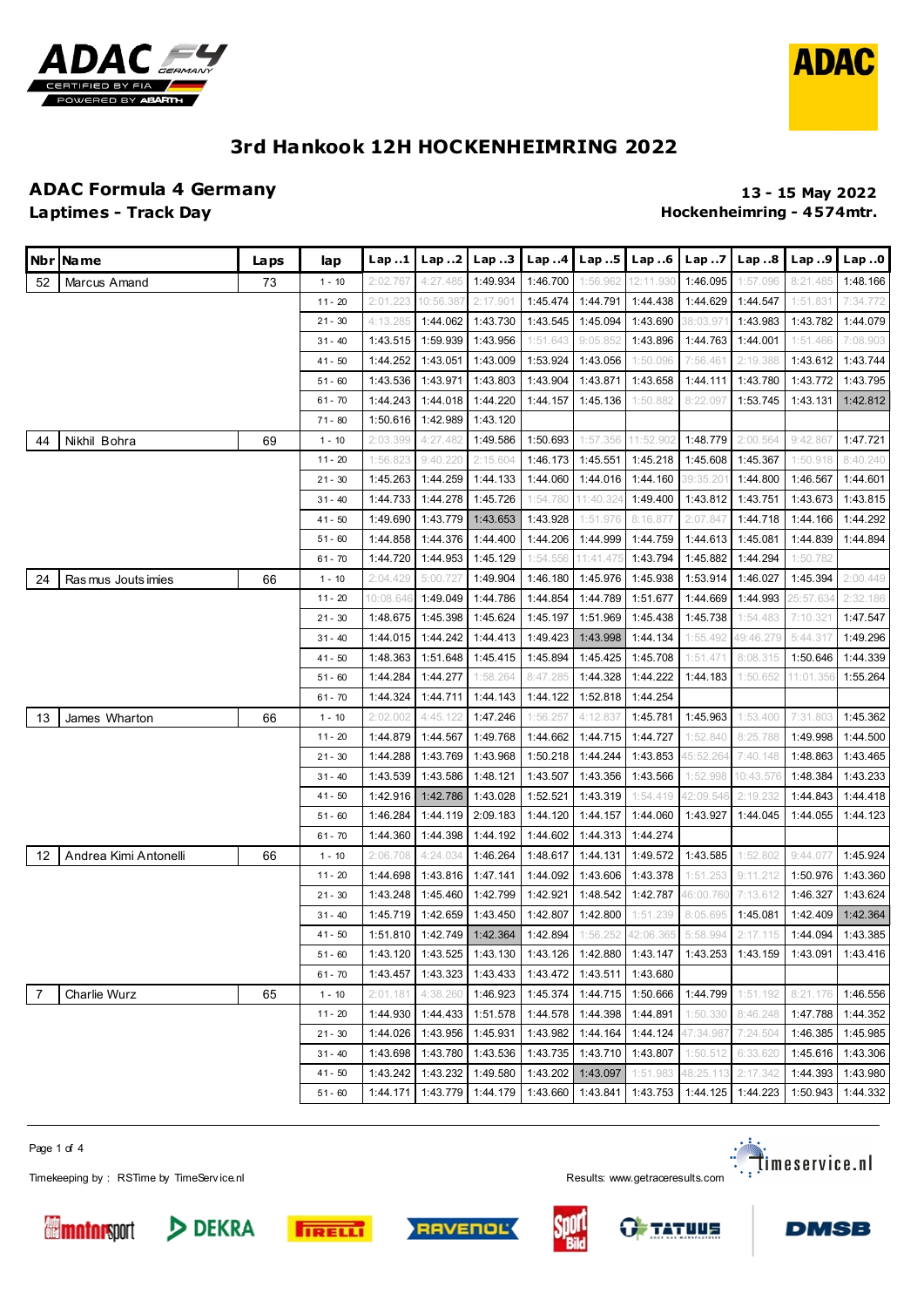# 3rd Hankook 12H HOCKENHEIMRING 2022

## ADAC Formula 4 Germany

**Laptimes - Track Day**

**13 - 15 May 2022**

**Hockenheimring - 4574mtr.**

| Nbr | Name | Laps | lap | Lap..1 | Lap..2 | Lap..3 | Lap..4 | Lap..5 | Lap..6 | Lap..7 | Lap..8 | Lap..9 | Lap..0 |
|---|---|---|---|---|---|---|---|---|---|---|---|---|---|
| 52 | Marcus Amand | 73 | 1 - 10 | 2:02.767 | 4:27.485 | 1:49.934 | 1:46.700 | 1:56.962 | 12:11.930 | 1:46.095 | 1:57.096 | 8:21.485 | 1:48.166 |
| | | | 11 - 20 | 2:01.223 | 10:56.387 | 2:17.901 | 1:45.474 | 1:44.791 | 1:44.438 | 1:44.629 | 1:44.547 | 1:51.831 | 7:34.772 |
| | | | 21 - 30 | 4:13.285 | 1:44.062 | 1:43.730 | 1:43.545 | 1:45.094 | 1:43.690 | 38:03.971 | 1:43.983 | 1:43.782 | 1:44.079 |
| | | | 31 - 40 | 1:43.515 | 1:59.939 | 1:43.956 | 1:51.643 | 9:05.852 | 1:43.896 | 1:44.763 | 1:44.001 | 1:51.466 | 7:08.903 |
| | | | 41 - 50 | 1:44.252 | 1:43.051 | 1:43.009 | 1:53.924 | 1:43.056 | 1:50.096 | 7:56.461 | 2:19.388 | 1:43.612 | 1:43.744 |
| | | | 51 - 60 | 1:43.536 | 1:43.971 | 1:43.803 | 1:43.904 | 1:43.871 | 1:43.658 | 1:44.111 | 1:43.780 | 1:43.772 | 1:43.795 |
| | | | 61 - 70 | 1:44.243 | 1:44.018 | 1:44.220 | 1:44.157 | 1:45.136 | 1:50.882 | 8:22.097 | 1:53.745 | 1:43.131 | 1:42.812 |
| | | | 71 - 80 | 1:50.616 | 1:42.989 | 1:43.120 | | | | | | | |
| 44 | Nikhil Bohra | 69 | 1 - 10 | 2:03.399 | 4:27.482 | 1:49.586 | 1:50.693 | 1:57.356 | 11:52.902 | 1:48.779 | 2:00.564 | 9:42.867 | 1:47.721 |
| | | | 11 - 20 | 1:56.823 | 9:40.220 | 2:15.604 | 1:46.173 | 1:45.551 | 1:45.218 | 1:45.608 | 1:45.367 | 1:50.918 | 8:40.240 |
| | | | 21 - 30 | 1:45.263 | 1:44.259 | 1:44.133 | 1:44.060 | 1:44.016 | 1:44.160 | 39:35.201 | 1:44.800 | 1:46.567 | 1:44.601 |
| | | | 31 - 40 | 1:44.733 | 1:44.278 | 1:45.726 | 1:54.780 | 11:40.324 | 1:49.400 | 1:43.812 | 1:43.751 | 1:43.673 | 1:43.815 |
| | | | 41 - 50 | 1:49.690 | 1:43.779 | 1:43.653 | 1:43.928 | 1:51.976 | 8:16.877 | 2:07.847 | 1:44.718 | 1:44.166 | 1:44.292 |
| | | | 51 - 60 | 1:44.858 | 1:44.376 | 1:44.400 | 1:44.206 | 1:44.999 | 1:44.759 | 1:44.613 | 1:45.081 | 1:44.839 | 1:44.894 |
| | | | 61 - 70 | 1:44.720 | 1:44.953 | 1:45.129 | 1:54.556 | 11:41.475 | 1:43.794 | 1:45.882 | 1:44.294 | 1:50.782 | |
| 24 | Rasmus Joutsimies | 66 | 1 - 10 | 2:04.429 | 5:00.727 | 1:49.904 | 1:46.180 | 1:45.976 | 1:45.938 | 1:53.914 | 1:46.027 | 1:45.394 | 2:00.449 |
| | | | 11 - 20 | 10:08.646 | 1:49.049 | 1:44.786 | 1:44.854 | 1:44.789 | 1:51.677 | 1:44.669 | 1:44.993 | 25:57.634 | 2:32.186 |
| | | | 21 - 30 | 1:48.675 | 1:45.398 | 1:45.624 | 1:45.197 | 1:51.969 | 1:45.438 | 1:45.738 | 1:54.483 | 7:10.321 | 1:47.547 |
| | | | 31 - 40 | 1:44.015 | 1:44.242 | 1:44.413 | 1:49.423 | 1:43.998 | 1:44.134 | 1:55.492 | 49:46.279 | 5:44.317 | 1:49.296 |
| | | | 41 - 50 | 1:48.363 | 1:51.648 | 1:45.415 | 1:45.894 | 1:45.425 | 1:45.708 | 1:51.471 | 8:08.315 | 1:50.646 | 1:44.339 |
| | | | 51 - 60 | 1:44.284 | 1:44.277 | 1:58.264 | 8:47.285 | 1:44.328 | 1:44.222 | 1:44.183 | 1:50.652 | 11:01.356 | 1:55.264 |
| | | | 61 - 70 | 1:44.324 | 1:44.711 | 1:44.143 | 1:44.122 | 1:52.818 | 1:44.254 | | | | |
| 13 | James Wharton | 66 | 1 - 10 | 2:02.002 | 4:45.122 | 1:47.246 | 1:56.257 | 4:12.837 | 1:45.781 | 1:45.963 | 1:53.400 | 7:31.803 | 1:45.362 |
| | | | 11 - 20 | 1:44.879 | 1:44.567 | 1:49.768 | 1:44.662 | 1:44.715 | 1:44.727 | 1:52.840 | 8:25.788 | 1:49.998 | 1:44.500 |
| | | | 21 - 30 | 1:44.288 | 1:43.769 | 1:43.968 | 1:50.218 | 1:44.244 | 1:43.853 | 45:52.264 | 7:40.148 | 1:48.863 | 1:43.465 |
| | | | 31 - 40 | 1:43.539 | 1:43.586 | 1:48.121 | 1:43.507 | 1:43.356 | 1:43.566 | 1:52.998 | 10:43.576 | 1:48.384 | 1:43.233 |
| | | | 41 - 50 | 1:42.916 | 1:42.786 | 1:43.028 | 1:52.521 | 1:43.319 | 1:54.419 | 42:09.546 | 2:19.232 | 1:44.843 | 1:44.418 |
| | | | 51 - 60 | 1:46.284 | 1:44.119 | 2:09.183 | 1:44.120 | 1:44.157 | 1:44.060 | 1:43.927 | 1:44.045 | 1:44.055 | 1:44.123 |
| | | | 61 - 70 | 1:44.360 | 1:44.398 | 1:44.192 | 1:44.602 | 1:44.313 | 1:44.274 | | | | |
| 12 | Andrea Kimi Antonelli | 66 | 1 - 10 | 2:06.708 | 4:24.034 | 1:46.264 | 1:48.617 | 1:44.131 | 1:49.572 | 1:43.585 | 1:52.802 | 9:44.077 | 1:45.924 |
| | | | 11 - 20 | 1:44.698 | 1:43.816 | 1:47.141 | 1:44.092 | 1:43.606 | 1:43.378 | 1:51.253 | 9:11.212 | 1:50.976 | 1:43.360 |
| | | | 21 - 30 | 1:43.248 | 1:45.460 | 1:42.799 | 1:42.921 | 1:48.542 | 1:42.787 | 46:00.760 | 7:13.612 | 1:46.327 | 1:43.624 |
| | | | 31 - 40 | 1:45.719 | 1:42.659 | 1:43.450 | 1:42.807 | 1:42.800 | 1:51.239 | 8:05.695 | 1:45.081 | 1:42.409 | 1:42.364 |
| | | | 41 - 50 | 1:51.810 | 1:42.749 | 1:42.364 | 1:42.894 | 1:56.252 | 42:06.365 | 5:58.994 | 2:17.115 | 1:44.094 | 1:43.385 |
| | | | 51 - 60 | 1:43.120 | 1:43.525 | 1:43.130 | 1:43.126 | 1:42.880 | 1:43.147 | 1:43.253 | 1:43.159 | 1:43.091 | 1:43.416 |
| | | | 61 - 70 | 1:43.457 | 1:43.323 | 1:43.433 | 1:43.472 | 1:43.511 | 1:43.680 | | | | |
| 7 | Charlie Wurz | 65 | 1 - 10 | 2:01.181 | 4:38.260 | 1:46.923 | 1:45.374 | 1:44.715 | 1:50.666 | 1:44.799 | 1:51.192 | 8:21.176 | 1:46.556 |
| | | | 11 - 20 | 1:44.930 | 1:44.433 | 1:51.578 | 1:44.578 | 1:44.398 | 1:44.891 | 1:50.330 | 8:46.248 | 1:47.788 | 1:44.352 |
| | | | 21 - 30 | 1:44.026 | 1:43.956 | 1:45.931 | 1:43.982 | 1:44.164 | 1:44.124 | 47:34.987 | 7:24.504 | 1:46.385 | 1:45.985 |
| | | | 31 - 40 | 1:43.698 | 1:43.780 | 1:43.536 | 1:43.735 | 1:43.710 | 1:43.807 | 1:50.512 | 6:33.620 | 1:45.616 | 1:43.306 |
| | | | 41 - 50 | 1:43.242 | 1:43.232 | 1:49.580 | 1:43.202 | 1:43.097 | 1:51.983 | 48:25.113 | 2:17.342 | 1:44.393 | 1:43.980 |
| | | | 51 - 60 | 1:44.171 | 1:43.779 | 1:44.179 | 1:43.660 | 1:43.841 | 1:43.753 | 1:44.125 | 1:44.223 | 1:50.943 | 1:44.332 |

Timekeeping by : RSTime by TimeService.nl

Results: www.getraceresults.com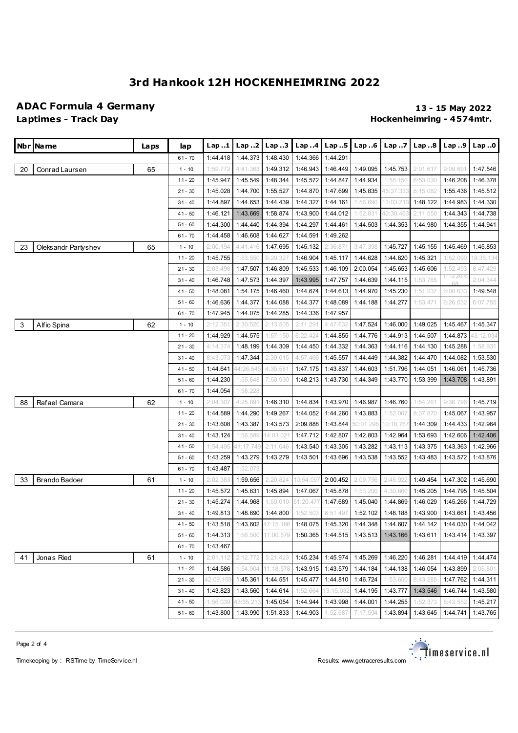# 3rd Hankook 12H HOCKENHEIMRING 2022

## ADAC Formula 4 Germany

**Laptimes - Track Day**

**13 - 15 May 2022**

**Hockenheimring - 4574mtr.**

| Nbr | Name | Laps | lap | Lap..1 | Lap..2 | Lap..3 | Lap..4 | Lap..5 | Lap..6 | Lap..7 | Lap..8 | Lap..9 | Lap..0 |
|---|---|---|---|---|---|---|---|---|---|---|---|---|---|
| | | | 61 - 70 | 1:44.418 | 1:44.373 | 1:48.430 | 1:44.366 | 1:44.291 | | | | | |
| 20 | Conrad Laursen | 65 | 1 - 10 | 1:59.772 | 4:41.363 | 1:49.312 | 1:46.943 | 1:46.449 | 1:49.095 | 1:45.753 | 2:01.617 | 9:09.691 | 1:47.546 |
| | | | 11 - 20 | 1:45.947 | 1:45.549 | 1:48.344 | 1:45.572 | 1:44.847 | 1:44.934 | 1:55.150 | 8:53.030 | 1:46.208 | 1:46.378 |
| | | | 21 - 30 | 1:45.028 | 1:44.700 | 1:55.527 | 1:44.870 | 1:47.699 | 1:45.835 | 45:37.333 | 8:15.082 | 1:55.436 | 1:45.512 |
| | | | 31 - 40 | 1:44.897 | 1:44.653 | 1:44.439 | 1:44.327 | 1:44.161 | 1:56.690 | 13:03.213 | 1:48.122 | 1:44.983 | 1:44.330 |
| | | | 41 - 50 | 1:46.121 | 1:43.669 | 1:58.874 | 1:43.900 | 1:44.012 | 1:52.831 | 40:30.463 | 2:11.550 | 1:44.343 | 1:44.738 |
| | | | 51 - 60 | 1:44.300 | 1:44.440 | 1:44.394 | 1:44.297 | 1:44.461 | 1:44.503 | 1:44.353 | 1:44.980 | 1:44.355 | 1:44.941 |
| | | | 61 - 70 | 1:44.458 | 1:46.608 | 1:44.627 | 1:44.591 | 1:49.262 | | | | | |
| 23 | Oleksandr Partyshev | 65 | 1 - 10 | 2:00.194 | 4:41.416 | 1:47.695 | 1:45.132 | 2:36.871 | 3:47.398 | 1:45.727 | 1:45.155 | 1:45.469 | 1:45.853 |
| | | | 11 - 20 | 1:45.755 | 1:53.550 | 6:29.327 | 1:46.904 | 1:45.117 | 1:44.628 | 1:44.820 | 1:45.321 | 1:52.090 | 18:35.134 |
| | | | 21 - 30 | 2:03.498 | 1:47.507 | 1:46.809 | 1:45.533 | 1:46.109 | 2:00.054 | 1:45.653 | 1:45.606 | 1:52.493 | 8:47.429 |
| | | | 31 - 40 | 1:46.748 | 1:47.573 | 1:44.397 | 1:43.995 | 1:47.757 | 1:44.639 | 1:44.115 | 1:53.765 | 1:12:20.668 | 2:04.344 |
| | | | 41 - 50 | 1:48.081 | 1:54.175 | 1:46.460 | 1:44.674 | 1:44.613 | 1:44.970 | 1:45.230 | 1:51.237 | 6:08.633 | 1:49.548 |
| | | | 51 - 60 | 1:46.636 | 1:44.377 | 1:44.088 | 1:44.377 | 1:48.089 | 1:44.188 | 1:44.277 | 1:53.471 | 6:26.032 | 6:07.755 |
| | | | 61 - 70 | 1:47.945 | 1:44.075 | 1:44.285 | 1:44.336 | 1:47.957 | | | | | |
| 3 | Alfio Spina | 62 | 1 - 10 | 2:12.351 | 2:30.520 | 2:13.505 | 2:11.291 | 4:47.632 | 1:47.524 | 1:46.000 | 1:49.025 | 1:45.467 | 1:45.347 |
| | | | 11 - 20 | 1:44.929 | 1:44.575 | 1:57.150 | 6:22.424 | 1:44.855 | 1:44.776 | 1:44.913 | 1:44.507 | 1:44.873 | 43:12.034 |
| | | | 21 - 30 | 4:14.374 | 1:48.199 | 1:44.309 | 1:44.450 | 1:44.332 | 1:44.363 | 1:44.116 | 1:44.130 | 1:45.288 | 1:58.931 |
| | | | 31 - 40 | 8:43.073 | 1:47.344 | 2:39.015 | 4:57.466 | 1:45.557 | 1:44.449 | 1:44.382 | 1:44.470 | 1:44.082 | 1:53.530 |
| | | | 41 - 50 | 1:44.641 | 44:26.545 | 4:35.581 | 1:47.175 | 1:43.837 | 1:44.603 | 1:51.796 | 1:44.051 | 1:46.061 | 1:45.736 |
| | | | 51 - 60 | 1:44.230 | 1:55.648 | 7:50.930 | 1:48.213 | 1:43.730 | 1:44.349 | 1:43.770 | 1:53.399 | 1:43.708 | 1:43.891 |
| | | | 61 - 70 | 1:44.054 | 1:58.228 | | | | | | | | |
| 88 | Rafael Camara | 62 | 1 - 10 | 2:04.307 | 4:25.891 | 1:46.310 | 1:44.834 | 1:43.970 | 1:46.987 | 1:46.760 | 1:54.261 | 9:36.796 | 1:45.719 |
| | | | 11 - 20 | 1:44.589 | 1:44.290 | 1:49.267 | 1:44.052 | 1:44.260 | 1:43.883 | 1:52.007 | 8:37.870 | 1:45.067 | 1:43.957 |
| | | | 21 - 30 | 1:43.608 | 1:43.387 | 1:43.573 | 2:09.888 | 1:43.844 | 50:01.298 | 10:18.767 | 1:44.309 | 1:44.433 | 1:42.964 |
| | | | 31 - 40 | 1:43.124 | 1:56.589 | 14:03.021 | 1:47.712 | 1:42.807 | 1:42.803 | 1:42.964 | 1:53.693 | 1:42.606 | 1:42.406 |
| | | | 41 - 50 | 1:54.495 | 41:17.749 | 2:11.046 | 1:43.540 | 1:43.305 | 1:43.282 | 1:43.113 | 1:43.375 | 1:43.363 | 1:42.966 |
| | | | 51 - 60 | 1:43.259 | 1:43.279 | 1:43.279 | 1:43.501 | 1:43.696 | 1:43.538 | 1:43.552 | 1:43.483 | 1:43.572 | 1:43.876 |
| | | | 61 - 70 | 1:43.487 | 1:52.073 | | | | | | | | |
| 33 | Brando Badoer | 61 | 1 - 10 | 2:02.383 | 1:59.656 | 2:20.824 | 10:54.097 | 2:00.452 | 2:09.756 | 2:45.922 | 1:49.454 | 1:47.302 | 1:45.690 |
| | | | 11 - 20 | 1:45.572 | 1:45.631 | 1:45.894 | 1:47.067 | 1:45.878 | 1:53.200 | 4:30.660 | 1:45.205 | 1:44.795 | 1:45.504 |
| | | | 21 - 30 | 1:45.274 | 1:44.968 | 1:59.010 | 51:20.477 | 1:47.689 | 1:45.040 | 1:44.869 | 1:46.029 | 1:45.266 | 1:44.729 |
| | | | 31 - 40 | 1:49.813 | 1:48.690 | 1:44.800 | 1:52.503 | 6:51.497 | 1:52.102 | 1:48.188 | 1:43.900 | 1:43.661 | 1:43.456 |
| | | | 41 - 50 | 1:43.518 | 1:43.602 | 47:15.186 | 1:48.075 | 1:45.320 | 1:44.348 | 1:44.607 | 1:44.142 | 1:44.030 | 1:44.042 |
| | | | 51 - 60 | 1:44.313 | 1:56.500 | 11:00.579 | 1:50.365 | 1:44.515 | 1:43.513 | 1:43.166 | 1:43.611 | 1:43.414 | 1:43.397 |
| | | | 61 - 70 | 1:43.467 | | | | | | | | | |
| 41 | Jonas Ried | 61 | 1 - 10 | 2:01.112 | 2:12.772 | 5:21.423 | 1:45.234 | 1:45.974 | 1:45.269 | 1:46.220 | 1:46.281 | 1:44.419 | 1:44.474 |
| | | | 11 - 20 | 1:44.586 | 1:54.904 | 11:18.578 | 1:43.915 | 1:43.579 | 1:44.184 | 1:44.138 | 1:46.054 | 1:43.899 | 2:05.801 |
| | | | 21 - 30 | 42:09.159 | 1:45.361 | 1:44.551 | 1:45.477 | 1:44.810 | 1:46.724 | 1:53.650 | 8:43.285 | 1:47.762 | 1:44.311 |
| | | | 31 - 40 | 1:43.823 | 1:43.560 | 1:44.614 | 1:52.664 | 13:15.032 | 1:44.195 | 1:43.777 | 1:43.546 | 1:46.744 | 1:43.580 |
| | | | 41 - 50 | 1:56.039 | 43:35.213 | 1:45.054 | 1:44.944 | 1:43.998 | 1:44.001 | 1:44.255 | 1:52.373 | 8:43.552 | 1:45.217 |
| | | | 51 - 60 | 1:43.800 | 1:43.990 | 1:51.833 | 1:44.903 | 1:52.687 | 7:17.594 | 1:43.894 | 1:43.645 | 1:44.741 | 1:43.765 |

Timekeeping by : RSTime by TimeService.nl

Results: www.getraceresults.com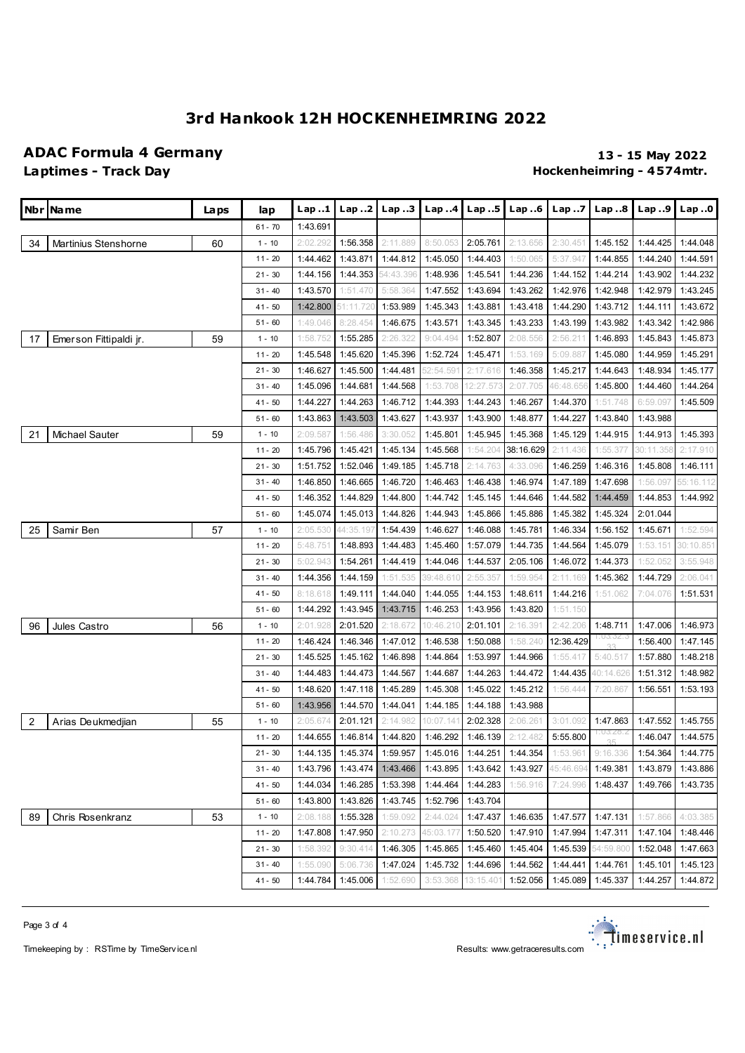# 3rd Hankook 12H HOCKENHEIMRING 2022

## ADAC Formula 4 Germany

**13 - 15 May 2022**

**Laptimes - Track Day**

**Hockenheimring - 4574mtr.**

| Nbr | Name | Laps | lap | Lap..1 | Lap..2 | Lap..3 | Lap..4 | Lap..5 | Lap..6 | Lap..7 | Lap..8 | Lap..9 | Lap..0 |
|---|---|---|---|---|---|---|---|---|---|---|---|---|---|
| | | | 61 - 70 | 1:43.691 | | | | | | | | | |
| 34 | Martinius Stenshorne | 60 | 1 - 10 | 2:02.292 | 1:56.358 | 2:11.889 | 8:50.053 | 2:05.761 | 2:13.656 | 2:30.451 | 1:45.152 | 1:44.425 | 1:44.048 |
| | | | 11 - 20 | 1:44.462 | 1:43.871 | 1:44.812 | 1:45.050 | 1:44.403 | 1:50.065 | 5:37.947 | 1:44.855 | 1:44.240 | 1:44.591 |
| | | | 21 - 30 | 1:44.156 | 1:44.353 | 54:43.396 | 1:48.936 | 1:45.541 | 1:44.236 | 1:44.152 | 1:44.214 | 1:43.902 | 1:44.232 |
| | | | 31 - 40 | 1:43.570 | 1:51.470 | 5:58.364 | 1:47.552 | 1:43.694 | 1:43.262 | 1:42.976 | 1:42.948 | 1:42.979 | 1:43.245 |
| | | | 41 - 50 | 1:42.800 | 51:11.720 | 1:53.989 | 1:45.343 | 1:43.881 | 1:43.418 | 1:44.290 | 1:43.712 | 1:44.111 | 1:43.672 |
| | | | 51 - 60 | 1:49.046 | 8:28.454 | 1:46.675 | 1:43.571 | 1:43.345 | 1:43.233 | 1:43.199 | 1:43.982 | 1:43.342 | 1:42.986 |
| 17 | Emerson Fittipaldi jr. | 59 | 1 - 10 | 1:58.752 | 1:55.285 | 2:26.322 | 9:04.494 | 1:52.807 | 2:08.556 | 2:56.211 | 1:46.893 | 1:45.843 | 1:45.873 |
| | | | 11 - 20 | 1:45.548 | 1:45.620 | 1:45.396 | 1:52.724 | 1:45.471 | 1:53.169 | 5:09.887 | 1:45.080 | 1:44.959 | 1:45.291 |
| | | | 21 - 30 | 1:46.627 | 1:45.500 | 1:44.481 | 52:54.591 | 2:17.616 | 1:46.358 | 1:45.217 | 1:44.643 | 1:48.934 | 1:45.177 |
| | | | 31 - 40 | 1:45.096 | 1:44.681 | 1:44.568 | 1:53.708 | 12:27.573 | 2:07.705 | 46:48.656 | 1:45.800 | 1:44.460 | 1:44.264 |
| | | | 41 - 50 | 1:44.227 | 1:44.263 | 1:46.712 | 1:44.393 | 1:44.243 | 1:46.267 | 1:44.370 | 1:51.748 | 6:59.097 | 1:45.509 |
| | | | 51 - 60 | 1:43.863 | 1:43.503 | 1:43.627 | 1:43.937 | 1:43.900 | 1:48.877 | 1:44.227 | 1:43.840 | 1:43.988 | |
| 21 | Michael Sauter | 59 | 1 - 10 | 2:09.587 | 1:56.486 | 3:30.052 | 1:45.801 | 1:45.945 | 1:45.368 | 1:45.129 | 1:44.915 | 1:44.913 | 1:45.393 |
| | | | 11 - 20 | 1:45.796 | 1:45.421 | 1:45.134 | 1:45.568 | 1:54.204 | 38:16.629 | 2:11.436 | 1:55.377 | 30:11.358 | 2:17.910 |
| | | | 21 - 30 | 1:51.752 | 1:52.046 | 1:49.185 | 1:45.718 | 2:14.763 | 4:33.096 | 1:46.259 | 1:46.316 | 1:45.808 | 1:46.111 |
| | | | 31 - 40 | 1:46.850 | 1:46.665 | 1:46.720 | 1:46.463 | 1:46.438 | 1:46.974 | 1:47.189 | 1:47.698 | 1:56.097 | 55:16.112 |
| | | | 41 - 50 | 1:46.352 | 1:44.829 | 1:44.800 | 1:44.742 | 1:45.145 | 1:44.646 | 1:44.582 | 1:44.459 | 1:44.853 | 1:44.992 |
| | | | 51 - 60 | 1:45.074 | 1:45.013 | 1:44.826 | 1:44.943 | 1:45.866 | 1:45.886 | 1:45.382 | 1:45.324 | 2:01.044 | |
| 25 | Samir Ben | 57 | 1 - 10 | 2:05.530 | 44:35.197 | 1:54.439 | 1:46.627 | 1:46.088 | 1:45.781 | 1:46.334 | 1:56.152 | 1:45.671 | 1:52.594 |
| | | | 11 - 20 | 5:48.751 | 1:48.893 | 1:44.483 | 1:45.460 | 1:57.079 | 1:44.735 | 1:44.564 | 1:45.079 | 1:53.151 | 30:10.851 |
| | | | 21 - 30 | 5:02.943 | 1:54.261 | 1:44.419 | 1:44.046 | 1:44.537 | 2:05.106 | 1:46.072 | 1:44.373 | 1:52.052 | 3:55.948 |
| | | | 31 - 40 | 1:44.356 | 1:44.159 | 1:51.535 | 39:48.610 | 2:55.357 | 1:59.954 | 2:11.169 | 1:45.362 | 1:44.729 | 2:06.041 |
| | | | 41 - 50 | 8:18.618 | 1:49.111 | 1:44.040 | 1:44.055 | 1:44.153 | 1:48.611 | 1:44.216 | 1:51.062 | 7:04.076 | 1:51.531 |
| | | | 51 - 60 | 1:44.292 | 1:43.945 | 1:43.715 | 1:46.253 | 1:43.956 | 1:43.820 | 1:51.150 | | | |
| 96 | Jules Castro | 56 | 1 - 10 | 2:01.928 | 2:01.520 | 2:18.672 | 10:46.210 | 2:01.101 | 2:16.391 | 2:42.206 | 1:48.711 | 1:47.006 | 1:46.973 |
| | | | 11 - 20 | 1:46.424 | 1:46.346 | 1:47.012 | 1:46.538 | 1:50.088 | 1:58.240 | 12:36.429 | 1:03:32.333 | 1:56.400 | 1:47.145 |
| | | | 21 - 30 | 1:45.525 | 1:45.162 | 1:46.898 | 1:44.864 | 1:53.997 | 1:44.966 | 1:55.417 | 5:40.517 | 1:57.880 | 1:48.218 |
| | | | 31 - 40 | 1:44.483 | 1:44.473 | 1:44.567 | 1:44.687 | 1:44.263 | 1:44.472 | 1:44.435 | 40:14.626 | 1:51.312 | 1:48.982 |
| | | | 41 - 50 | 1:48.620 | 1:47.118 | 1:45.289 | 1:45.308 | 1:45.022 | 1:45.212 | 1:56.444 | 7:20.867 | 1:56.551 | 1:53.193 |
| | | | 51 - 60 | 1:43.956 | 1:44.570 | 1:44.041 | 1:44.185 | 1:44.188 | 1:43.988 | | | | |
| 2 | Arias Deukmedjian | 55 | 1 - 10 | 2:05.674 | 2:01.121 | 2:14.982 | 10:07.141 | 2:02.328 | 2:06.261 | 3:01.092 | 1:47.863 | 1:47.552 | 1:45.755 |
| | | | 11 - 20 | 1:44.655 | 1:46.814 | 1:44.820 | 1:46.292 | 1:46.139 | 2:12.482 | 5:55.800 | 1:03:28.235 | 1:46.047 | 1:44.575 |
| | | | 21 - 30 | 1:44.135 | 1:45.374 | 1:59.957 | 1:45.016 | 1:44.251 | 1:44.354 | 1:53.961 | 9:16.336 | 1:54.364 | 1:44.775 |
| | | | 31 - 40 | 1:43.796 | 1:43.474 | 1:43.466 | 1:43.895 | 1:43.642 | 1:43.927 | 45:46.694 | 1:49.381 | 1:43.879 | 1:43.886 |
| | | | 41 - 50 | 1:44.034 | 1:46.285 | 1:53.398 | 1:44.464 | 1:44.283 | 1:56.916 | 7:24.996 | 1:48.437 | 1:49.766 | 1:43.735 |
| | | | 51 - 60 | 1:43.800 | 1:43.826 | 1:43.745 | 1:52.796 | 1:43.704 | | | | | |
| 89 | Chris Rosenkranz | 53 | 1 - 10 | 2:08.188 | 1:55.328 | 1:59.092 | 2:44.024 | 1:47.437 | 1:46.635 | 1:47.577 | 1:47.131 | 1:57.866 | 4:03.385 |
| | | | 11 - 20 | 1:47.808 | 1:47.950 | 2:10.273 | 45:03.177 | 1:50.520 | 1:47.910 | 1:47.994 | 1:47.311 | 1:47.104 | 1:48.446 |
| | | | 21 - 30 | 1:58.392 | 9:30.414 | 1:46.305 | 1:45.865 | 1:45.460 | 1:45.404 | 1:45.539 | 54:59.800 | 1:52.048 | 1:47.663 |
| | | | 31 - 40 | 1:55.090 | 5:06.736 | 1:47.024 | 1:45.732 | 1:44.696 | 1:44.562 | 1:44.441 | 1:44.761 | 1:45.101 | 1:45.123 |
| | | | 41 - 50 | 1:44.784 | 1:45.006 | 1:52.690 | 3:53.368 | 13:15.401 | 1:52.056 | 1:45.089 | 1:45.337 | 1:44.257 | 1:44.872 |

Timekeeping by : RSTime by TimeService.nl

Results: www.getraceresults.com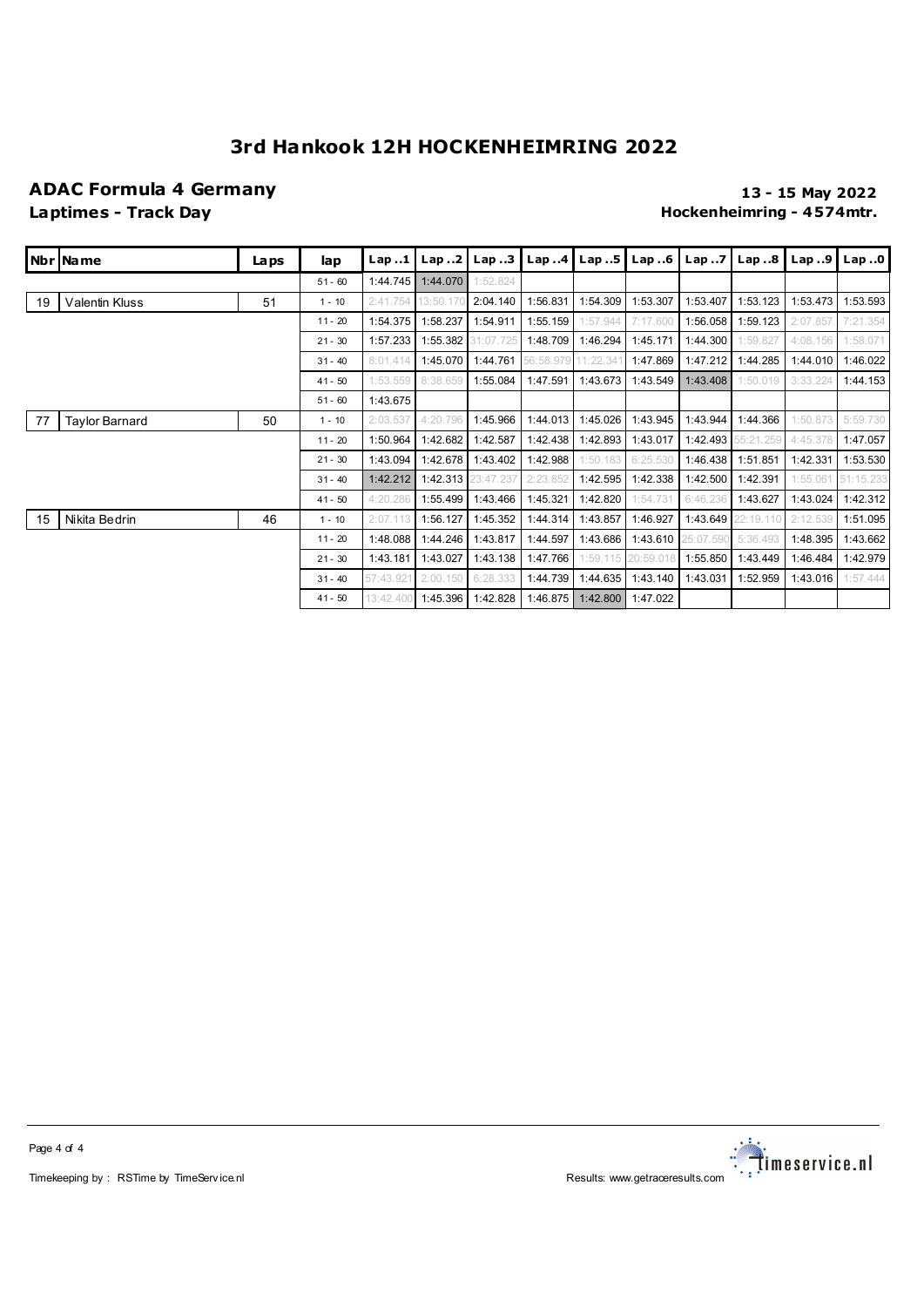# 3rd Hankook 12H HOCKENHEIMRING 2022

## ADAC Formula 4 Germany

**13 - 15 May 2022**

**Laptimes - Track Day**

**Hockenheimring - 4574mtr.**

| Nbr | Name | Laps | lap | Lap ..1 | Lap ..2 | Lap ..3 | Lap ..4 | Lap ..5 | Lap ..6 | Lap ..7 | Lap ..8 | Lap ..9 | Lap ..0 |
|---|---|---|---|---|---|---|---|---|---|---|---|---|---|
| | | | 51 - 60 | 1:44.745 | 1:44.070 | 1:52.824 | | | | | | | |
| 19 | Valentin Kluss | 51 | 1 - 10 | 2:41.754 | 13:50.170 | 2:04.140 | 1:56.831 | 1:54.309 | 1:53.307 | 1:53.407 | 1:53.123 | 1:53.473 | 1:53.593 |
| | | | 11 - 20 | 1:54.375 | 1:58.237 | 1:54.911 | 1:55.159 | 1:57.944 | 7:17.600 | 1:56.058 | 1:59.123 | 2:07.857 | 7:21.354 |
| | | | 21 - 30 | 1:57.233 | 1:55.382 | 31:07.725 | 1:48.709 | 1:46.294 | 1:45.171 | 1:44.300 | 1:59.827 | 4:08.156 | 1:58.071 |
| | | | 31 - 40 | 8:01.414 | 1:45.070 | 1:44.761 | 56:58.979 | 11:22.341 | 1:47.869 | 1:47.212 | 1:44.285 | 1:44.010 | 1:46.022 |
| | | | 41 - 50 | 1:53.559 | 8:38.659 | 1:55.084 | 1:47.591 | 1:43.673 | 1:43.549 | 1:43.408 | 1:50.019 | 3:33.224 | 1:44.153 |
| | | | 51 - 60 | 1:43.675 | | | | | | | | | |
| 77 | Taylor Barnard | 50 | 1 - 10 | 2:03.537 | 4:20.796 | 1:45.966 | 1:44.013 | 1:45.026 | 1:43.945 | 1:43.944 | 1:44.366 | 1:50.873 | 5:59.730 |
| | | | 11 - 20 | 1:50.964 | 1:42.682 | 1:42.587 | 1:42.438 | 1:42.893 | 1:43.017 | 1:42.493 | 55:21.259 | 4:45.378 | 1:47.057 |
| | | | 21 - 30 | 1:43.094 | 1:42.678 | 1:43.402 | 1:42.988 | 1:50.183 | 6:25.530 | 1:46.438 | 1:51.851 | 1:42.331 | 1:53.530 |
| | | | 31 - 40 | 1:42.212 | 1:42.313 | 23:47.237 | 2:23.852 | 1:42.595 | 1:42.338 | 1:42.500 | 1:42.391 | 1:55.061 | 51:15.233 |
| | | | 41 - 50 | 4:20.286 | 1:55.499 | 1:43.466 | 1:45.321 | 1:42.820 | 1:54.731 | 6:46.236 | 1:43.627 | 1:43.024 | 1:42.312 |
| 15 | Nikita Bedrin | 46 | 1 - 10 | 2:07.113 | 1:56.127 | 1:45.352 | 1:44.314 | 1:43.857 | 1:46.927 | 1:43.649 | 22:19.110 | 2:12.539 | 1:51.095 |
| | | | 11 - 20 | 1:48.088 | 1:44.246 | 1:43.817 | 1:44.597 | 1:43.686 | 1:43.610 | 25:07.590 | 5:36.493 | 1:48.395 | 1:43.662 |
| | | | 21 - 30 | 1:43.181 | 1:43.027 | 1:43.138 | 1:47.766 | 1:59.115 | 20:59.018 | 1:55.850 | 1:43.449 | 1:46.484 | 1:42.979 |
| | | | 31 - 40 | 57:43.921 | 2:00.150 | 6:28.333 | 1:44.739 | 1:44.635 | 1:43.140 | 1:43.031 | 1:52.959 | 1:43.016 | 1:57.444 |
| | | | 41 - 50 | 13:42.400 | 1:45.396 | 1:42.828 | 1:46.875 | 1:42.800 | 1:47.022 | | | | |

Timekeeping by : RSTime by TimeService.nl

Results: www.getraceresults.com